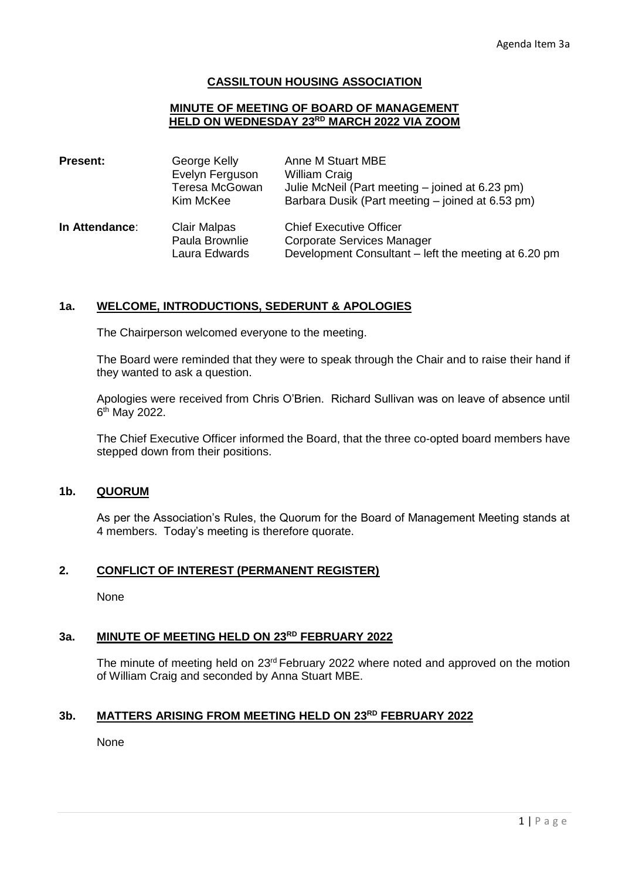Agenda Item 3a

# CASSILTOUN HOUSING ASSOCIATION

## MINUTE OF MEETING OF BOARD OF MANAGEMENT HELD ON WEDNESDAY 23RD MARCH 2022 VIA ZOOM

| | | |
|---|---|---|
| **Present:** | George Kelly | Anne M Stuart MBE |
| | Evelyn Ferguson | William Craig |
| | Teresa McGowan | Julie McNeil (Part meeting – joined at 6.23 pm) |
| | Kim McKee | Barbara Dusik (Part meeting – joined at 6.53 pm) |
| **In Attendance**: | Clair Malpas | Chief Executive Officer |
| | Paula Brownlie | Corporate Services Manager |
| | Laura Edwards | Development Consultant – left the meeting at 6.20 pm |

### 1a. WELCOME, INTRODUCTIONS, SEDERUNT & APOLOGIES

The Chairperson welcomed everyone to the meeting.

The Board were reminded that they were to speak through the Chair and to raise their hand if they wanted to ask a question.

Apologies were received from Chris O'Brien. Richard Sullivan was on leave of absence until 6th May 2022.

The Chief Executive Officer informed the Board, that the three co-opted board members have stepped down from their positions.

### 1b. QUORUM

As per the Association's Rules, the Quorum for the Board of Management Meeting stands at 4 members. Today's meeting is therefore quorate.

### 2. CONFLICT OF INTEREST (PERMANENT REGISTER)

None

### 3a. MINUTE OF MEETING HELD ON 23RD FEBRUARY 2022

The minute of meeting held on 23rd February 2022 where noted and approved on the motion of William Craig and seconded by Anna Stuart MBE.

### 3b. MATTERS ARISING FROM MEETING HELD ON 23RD FEBRUARY 2022

None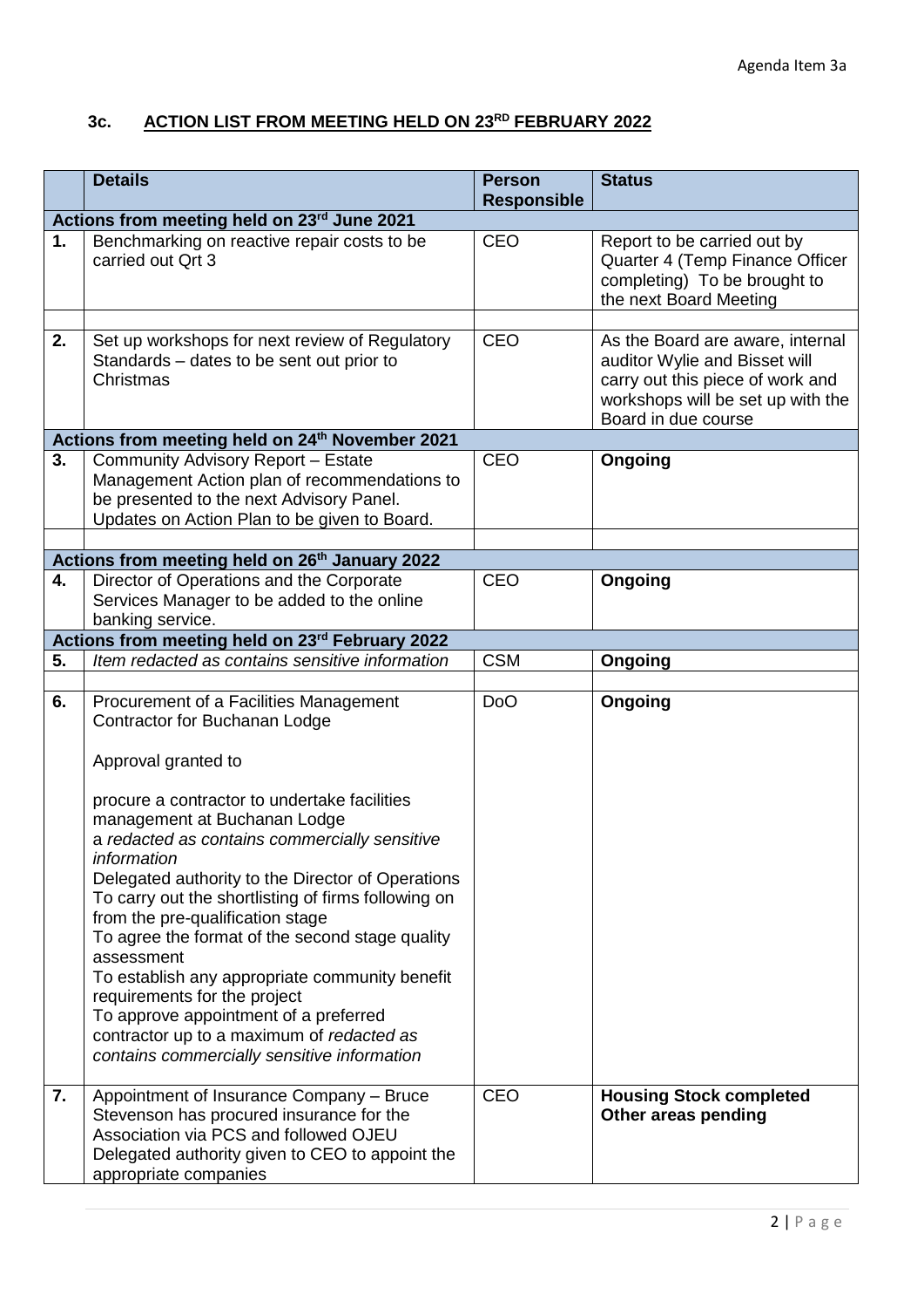Agenda Item 3a

### 3c. ACTION LIST FROM MEETING HELD ON 23RD FEBRUARY 2022

| | Details | Person Responsible | Status |
|---|---|---|---|
| **Actions from meeting held on 23rd June 2021** | | | |
| **1.** | Benchmarking on reactive repair costs to be carried out Qrt 3 | CEO | Report to be carried out by Quarter 4 (Temp Finance Officer completing) To be brought to the next Board Meeting |
| | | | |
| **2.** | Set up workshops for next review of Regulatory Standards – dates to be sent out prior to Christmas | CEO | As the Board are aware, internal auditor Wylie and Bisset will carry out this piece of work and workshops will be set up with the Board in due course |
| **Actions from meeting held on 24th November 2021** | | | |
| **3.** | Community Advisory Report – Estate Management Action plan of recommendations to be presented to the next Advisory Panel. Updates on Action Plan to be given to Board. | CEO | **Ongoing** |
| | | | |
| **Actions from meeting held on 26th January 2022** | | | |
| **4.** | Director of Operations and the Corporate Services Manager to be added to the online banking service. | CEO | **Ongoing** |
| **Actions from meeting held on 23rd February 2022** | | | |
| **5.** | *Item redacted as contains sensitive information* | CSM | **Ongoing** |
| | | | |
| **6.** | Procurement of a Facilities Management Contractor for Buchanan Lodge<br><br>Approval granted to<br><br>procure a contractor to undertake facilities management at Buchanan Lodge<br>a *redacted as contains commercially sensitive information*<br>Delegated authority to the Director of Operations<br>To carry out the shortlisting of firms following on from the pre-qualification stage<br>To agree the format of the second stage quality assessment<br>To establish any appropriate community benefit requirements for the project<br>To approve appointment of a preferred contractor up to a maximum of *redacted as contains commercially sensitive information* | DoO | **Ongoing** |
| **7.** | Appointment of Insurance Company – Bruce Stevenson has procured insurance for the Association via PCS and followed OJEU<br>Delegated authority given to CEO to appoint the appropriate companies | CEO | **Housing Stock completed Other areas pending** |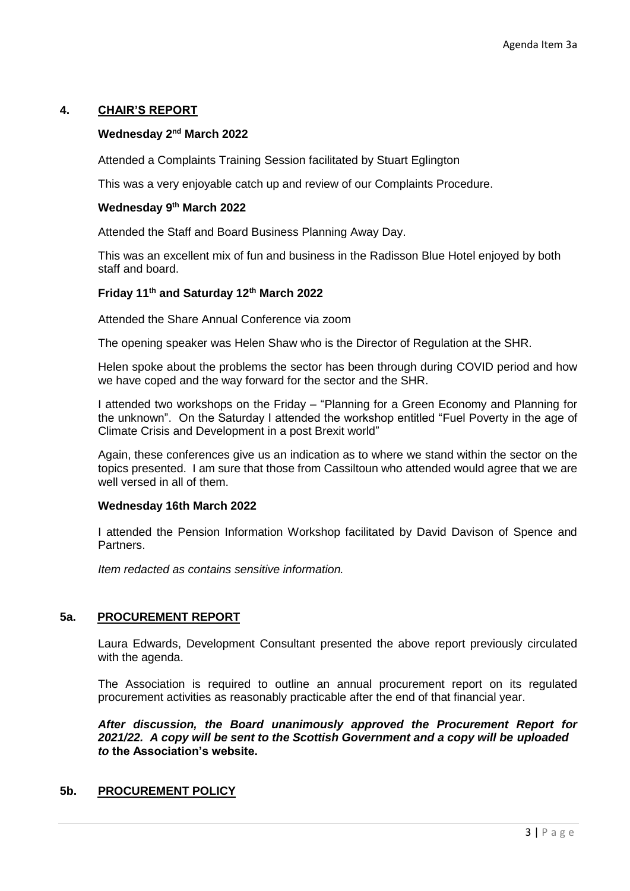## 4. CHAIR'S REPORT

**Wednesday 2nd March 2022**

Attended a Complaints Training Session facilitated by Stuart Eglington

This was a very enjoyable catch up and review of our Complaints Procedure.

**Wednesday 9th March 2022**

Attended the Staff and Board Business Planning Away Day.

This was an excellent mix of fun and business in the Radisson Blue Hotel enjoyed by both staff and board.

**Friday 11th and Saturday 12th March 2022**

Attended the Share Annual Conference via zoom

The opening speaker was Helen Shaw who is the Director of Regulation at the SHR.

Helen spoke about the problems the sector has been through during COVID period and how we have coped and the way forward for the sector and the SHR.

I attended two workshops on the Friday – "Planning for a Green Economy and Planning for the unknown". On the Saturday I attended the workshop entitled "Fuel Poverty in the age of Climate Crisis and Development in a post Brexit world"

Again, these conferences give us an indication as to where we stand within the sector on the topics presented. I am sure that those from Cassiltoun who attended would agree that we are well versed in all of them.

**Wednesday 16th March 2022**

I attended the Pension Information Workshop facilitated by David Davison of Spence and Partners.

*Item redacted as contains sensitive information.*

## 5a. PROCUREMENT REPORT

Laura Edwards, Development Consultant presented the above report previously circulated with the agenda.

The Association is required to outline an annual procurement report on its regulated procurement activities as reasonably practicable after the end of that financial year.

***After discussion, the Board unanimously approved the Procurement Report for 2021/22. A copy will be sent to the Scottish Government and a copy will be uploaded to*** **the Association's website.**

## 5b. PROCUREMENT POLICY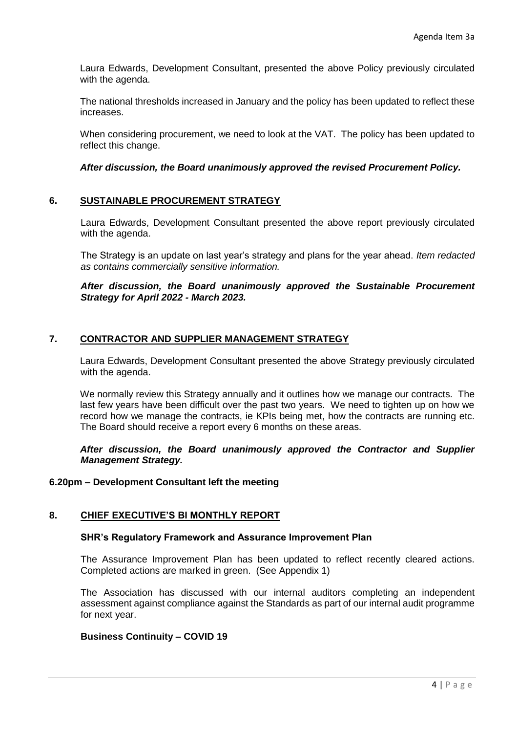Laura Edwards, Development Consultant, presented the above Policy previously circulated with the agenda.

The national thresholds increased in January and the policy has been updated to reflect these increases.

When considering procurement, we need to look at the VAT. The policy has been updated to reflect this change.

***After discussion, the Board unanimously approved the revised Procurement Policy.***

## 6. SUSTAINABLE PROCUREMENT STRATEGY

Laura Edwards, Development Consultant presented the above report previously circulated with the agenda.

The Strategy is an update on last year's strategy and plans for the year ahead. *Item redacted as contains commercially sensitive information.*

***After discussion, the Board unanimously approved the Sustainable Procurement Strategy for April 2022 - March 2023.***

## 7. CONTRACTOR AND SUPPLIER MANAGEMENT STRATEGY

Laura Edwards, Development Consultant presented the above Strategy previously circulated with the agenda.

We normally review this Strategy annually and it outlines how we manage our contracts. The last few years have been difficult over the past two years. We need to tighten up on how we record how we manage the contracts, ie KPIs being met, how the contracts are running etc. The Board should receive a report every 6 months on these areas.

***After discussion, the Board unanimously approved the Contractor and Supplier Management Strategy.***

**6.20pm – Development Consultant left the meeting**

## 8. CHIEF EXECUTIVE'S BI MONTHLY REPORT

**SHR's Regulatory Framework and Assurance Improvement Plan**

The Assurance Improvement Plan has been updated to reflect recently cleared actions. Completed actions are marked in green. (See Appendix 1)

The Association has discussed with our internal auditors completing an independent assessment against compliance against the Standards as part of our internal audit programme for next year.

**Business Continuity – COVID 19**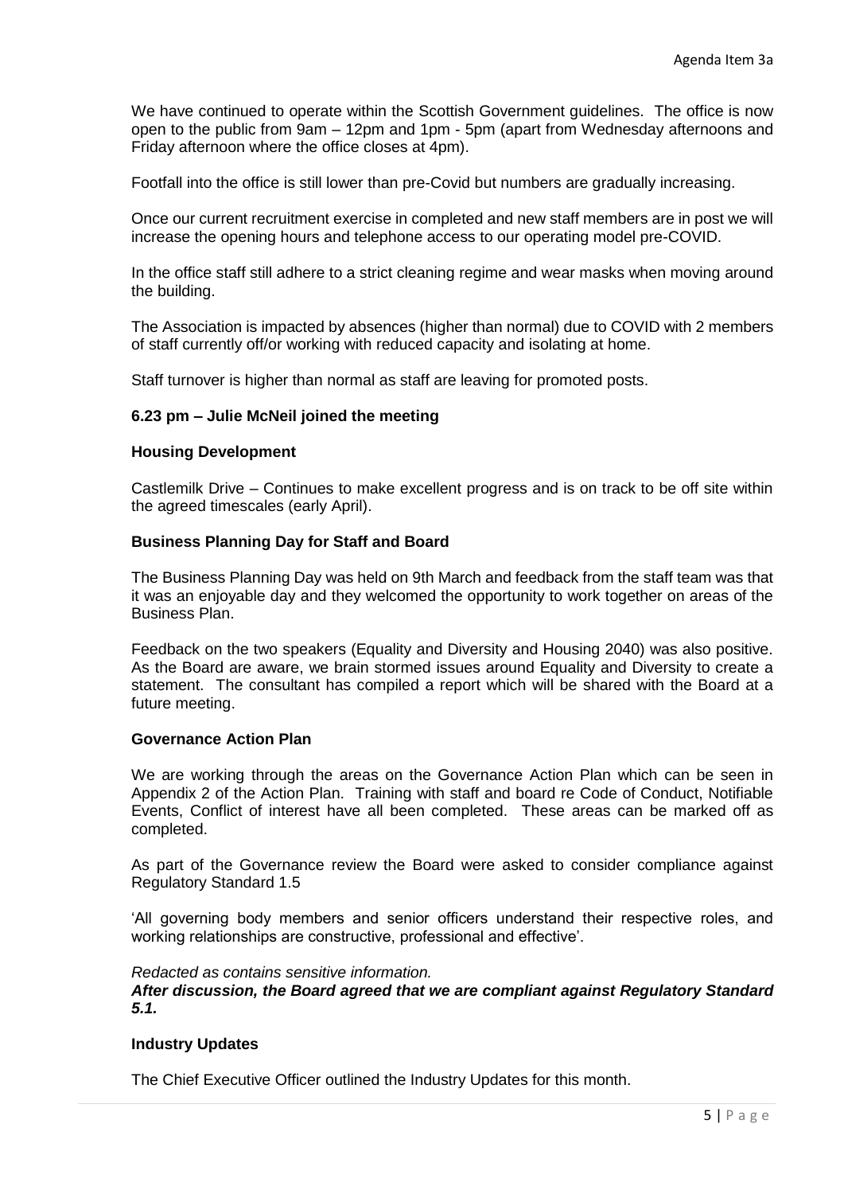We have continued to operate within the Scottish Government guidelines. The office is now open to the public from 9am – 12pm and 1pm - 5pm (apart from Wednesday afternoons and Friday afternoon where the office closes at 4pm).

Footfall into the office is still lower than pre-Covid but numbers are gradually increasing.

Once our current recruitment exercise in completed and new staff members are in post we will increase the opening hours and telephone access to our operating model pre-COVID.

In the office staff still adhere to a strict cleaning regime and wear masks when moving around the building.

The Association is impacted by absences (higher than normal) due to COVID with 2 members of staff currently off/or working with reduced capacity and isolating at home.

Staff turnover is higher than normal as staff are leaving for promoted posts.

**6.23 pm – Julie McNeil joined the meeting**

**Housing Development**

Castlemilk Drive – Continues to make excellent progress and is on track to be off site within the agreed timescales (early April).

**Business Planning Day for Staff and Board**

The Business Planning Day was held on 9th March and feedback from the staff team was that it was an enjoyable day and they welcomed the opportunity to work together on areas of the Business Plan.

Feedback on the two speakers (Equality and Diversity and Housing 2040) was also positive. As the Board are aware, we brain stormed issues around Equality and Diversity to create a statement. The consultant has compiled a report which will be shared with the Board at a future meeting.

**Governance Action Plan**

We are working through the areas on the Governance Action Plan which can be seen in Appendix 2 of the Action Plan. Training with staff and board re Code of Conduct, Notifiable Events, Conflict of interest have all been completed. These areas can be marked off as completed.

As part of the Governance review the Board were asked to consider compliance against Regulatory Standard 1.5

'All governing body members and senior officers understand their respective roles, and working relationships are constructive, professional and effective'.

*Redacted as contains sensitive information.*
***After discussion, the Board agreed that we are compliant against Regulatory Standard 5.1.***

**Industry Updates**

The Chief Executive Officer outlined the Industry Updates for this month.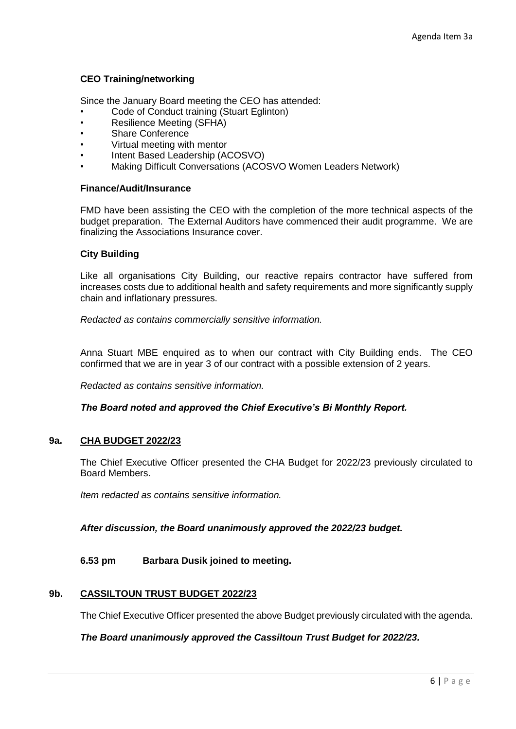**CEO Training/networking**

Since the January Board meeting the CEO has attended:

- Code of Conduct training (Stuart Eglinton)
- Resilience Meeting (SFHA)
- Share Conference
- Virtual meeting with mentor
- Intent Based Leadership (ACOSVO)
- Making Difficult Conversations (ACOSVO Women Leaders Network)

**Finance/Audit/Insurance**

FMD have been assisting the CEO with the completion of the more technical aspects of the budget preparation. The External Auditors have commenced their audit programme. We are finalizing the Associations Insurance cover.

**City Building**

Like all organisations City Building, our reactive repairs contractor have suffered from increases costs due to additional health and safety requirements and more significantly supply chain and inflationary pressures.

*Redacted as contains commercially sensitive information.*

Anna Stuart MBE enquired as to when our contract with City Building ends. The CEO confirmed that we are in year 3 of our contract with a possible extension of 2 years.

*Redacted as contains sensitive information.*

***The Board noted and approved the Chief Executive's Bi Monthly Report.***

## 9a. CHA BUDGET 2022/23

The Chief Executive Officer presented the CHA Budget for 2022/23 previously circulated to Board Members.

*Item redacted as contains sensitive information.*

***After discussion, the Board unanimously approved the 2022/23 budget.***

**6.53 pm Barbara Dusik joined to meeting.**

## 9b. CASSILTOUN TRUST BUDGET 2022/23

The Chief Executive Officer presented the above Budget previously circulated with the agenda.

***The Board unanimously approved the Cassiltoun Trust Budget for 2022/23.***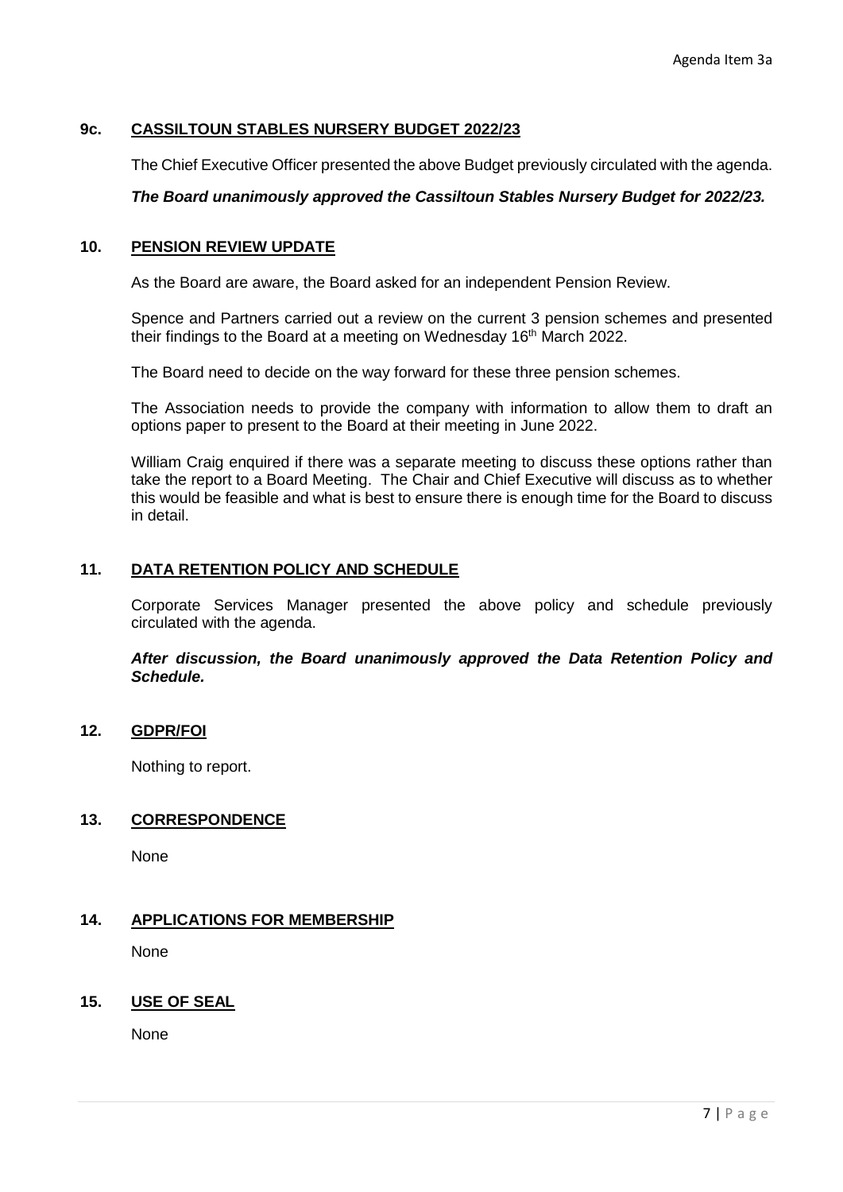Agenda Item 3a

## 9c. CASSILTOUN STABLES NURSERY BUDGET 2022/23

The Chief Executive Officer presented the above Budget previously circulated with the agenda.

***The Board unanimously approved the Cassiltoun Stables Nursery Budget for 2022/23.***

## 10. PENSION REVIEW UPDATE

As the Board are aware, the Board asked for an independent Pension Review.

Spence and Partners carried out a review on the current 3 pension schemes and presented their findings to the Board at a meeting on Wednesday 16th March 2022.

The Board need to decide on the way forward for these three pension schemes.

The Association needs to provide the company with information to allow them to draft an options paper to present to the Board at their meeting in June 2022.

William Craig enquired if there was a separate meeting to discuss these options rather than take the report to a Board Meeting. The Chair and Chief Executive will discuss as to whether this would be feasible and what is best to ensure there is enough time for the Board to discuss in detail.

## 11. DATA RETENTION POLICY AND SCHEDULE

Corporate Services Manager presented the above policy and schedule previously circulated with the agenda.

***After discussion, the Board unanimously approved the Data Retention Policy and Schedule.***

## 12. GDPR/FOI

Nothing to report.

## 13. CORRESPONDENCE

None

## 14. APPLICATIONS FOR MEMBERSHIP

None

## 15. USE OF SEAL

None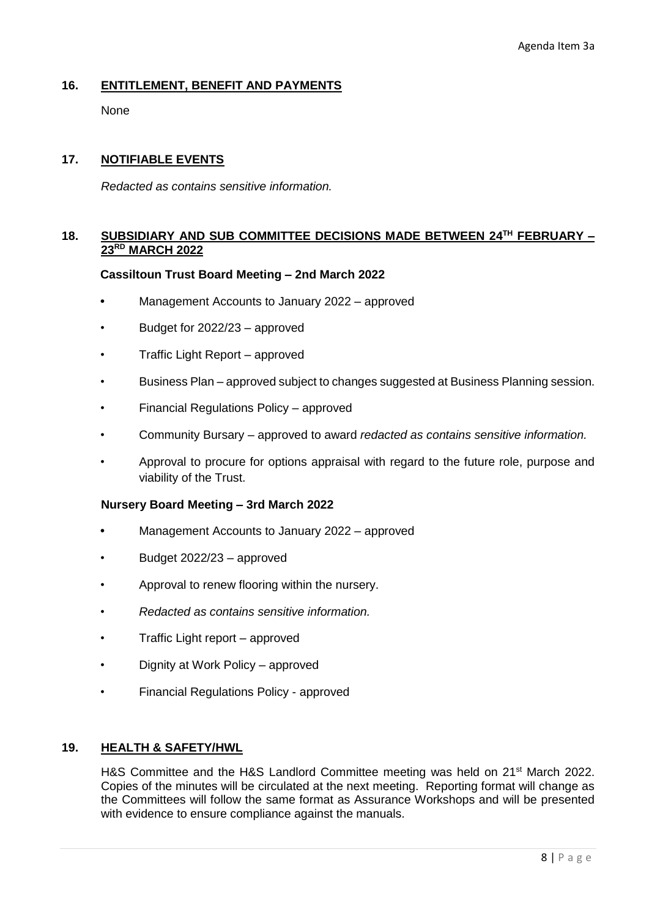Agenda Item 3a

## 16. ENTITLEMENT, BENEFIT AND PAYMENTS

None

## 17. NOTIFIABLE EVENTS

*Redacted as contains sensitive information.*

## 18. SUBSIDIARY AND SUB COMMITTEE DECISIONS MADE BETWEEN 24TH FEBRUARY – 23RD MARCH 2022

**Cassiltoun Trust Board Meeting – 2nd March 2022**

- Management Accounts to January 2022 – approved
- Budget for 2022/23 – approved
- Traffic Light Report – approved
- Business Plan – approved subject to changes suggested at Business Planning session.
- Financial Regulations Policy – approved
- Community Bursary – approved to award *redacted as contains sensitive information.*
- Approval to procure for options appraisal with regard to the future role, purpose and viability of the Trust.

**Nursery Board Meeting – 3rd March 2022**

- Management Accounts to January 2022 – approved
- Budget 2022/23 – approved
- Approval to renew flooring within the nursery.
- *Redacted as contains sensitive information.*
- Traffic Light report – approved
- Dignity at Work Policy – approved
- Financial Regulations Policy - approved

## 19. HEALTH & SAFETY/HWL

H&S Committee and the H&S Landlord Committee meeting was held on 21st March 2022. Copies of the minutes will be circulated at the next meeting. Reporting format will change as the Committees will follow the same format as Assurance Workshops and will be presented with evidence to ensure compliance against the manuals.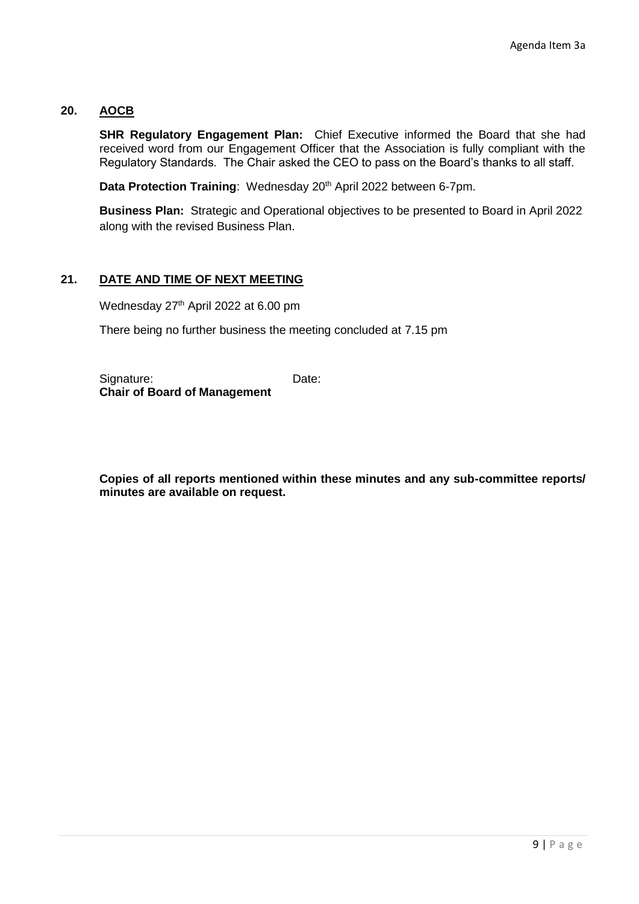## 20. AOCB

**SHR Regulatory Engagement Plan:** Chief Executive informed the Board that she had received word from our Engagement Officer that the Association is fully compliant with the Regulatory Standards. The Chair asked the CEO to pass on the Board's thanks to all staff.

**Data Protection Training**: Wednesday 20th April 2022 between 6-7pm.

**Business Plan:** Strategic and Operational objectives to be presented to Board in April 2022 along with the revised Business Plan.

## 21. DATE AND TIME OF NEXT MEETING

Wednesday 27th April 2022 at 6.00 pm

There being no further business the meeting concluded at 7.15 pm

Signature: Date:
**Chair of Board of Management**

**Copies of all reports mentioned within these minutes and any sub-committee reports/ minutes are available on request.**